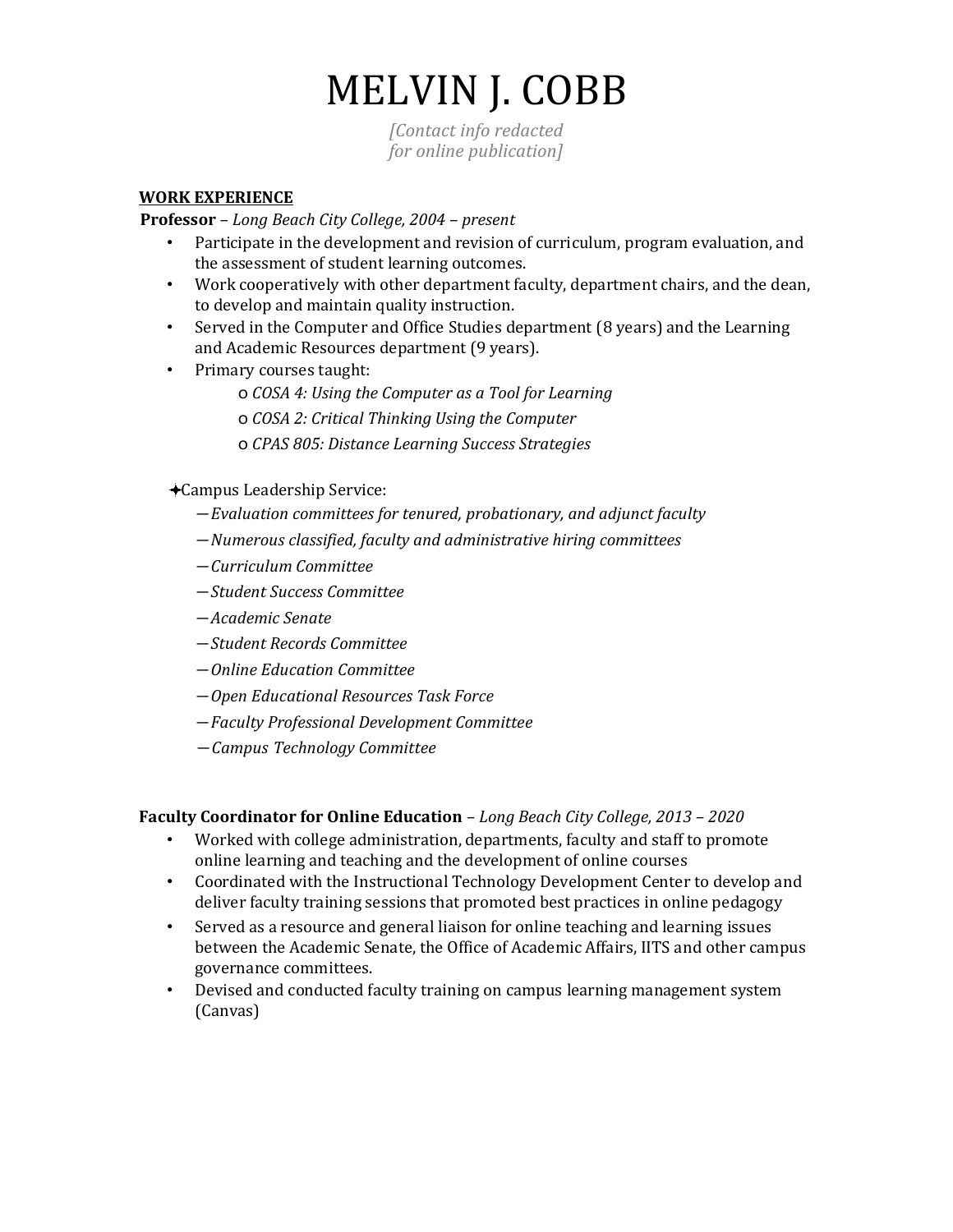# MELVIN J. COBB

*[Contact info redacted for online publication]*

## WORK EXPERIENCE

**Professor** – *Long Beach City College, 2004 – present*

- Participate in the development and revision of curriculum, program evaluation, and the assessment of student learning outcomes.
- Work cooperatively with other department faculty, department chairs, and the dean, to develop and maintain quality instruction.
- Served in the Computer and Office Studies department (8 years) and the Learning and Academic Resources department (9 years).
- Primary courses taught:
  - *COSA 4: Using the Computer as a Tool for Learning*
  - *COSA 2: Critical Thinking Using the Computer*
  - *CPAS 805: Distance Learning Success Strategies*

✦Campus Leadership Service:

- —*Evaluation committees for tenured, probationary, and adjunct faculty*
- —*Numerous classified, faculty and administrative hiring committees*
- —*Curriculum Committee*
- —*Student Success Committee*
- —*Academic Senate*
- —*Student Records Committee*
- —*Online Education Committee*
- —*Open Educational Resources Task Force*
- —*Faculty Professional Development Committee*
- —*Campus Technology Committee*

**Faculty Coordinator for Online Education** – *Long Beach City College, 2013 – 2020*

- Worked with college administration, departments, faculty and staff to promote online learning and teaching and the development of online courses
- Coordinated with the Instructional Technology Development Center to develop and deliver faculty training sessions that promoted best practices in online pedagogy
- Served as a resource and general liaison for online teaching and learning issues between the Academic Senate, the Office of Academic Affairs, IITS and other campus governance committees.
- Devised and conducted faculty training on campus learning management system (Canvas)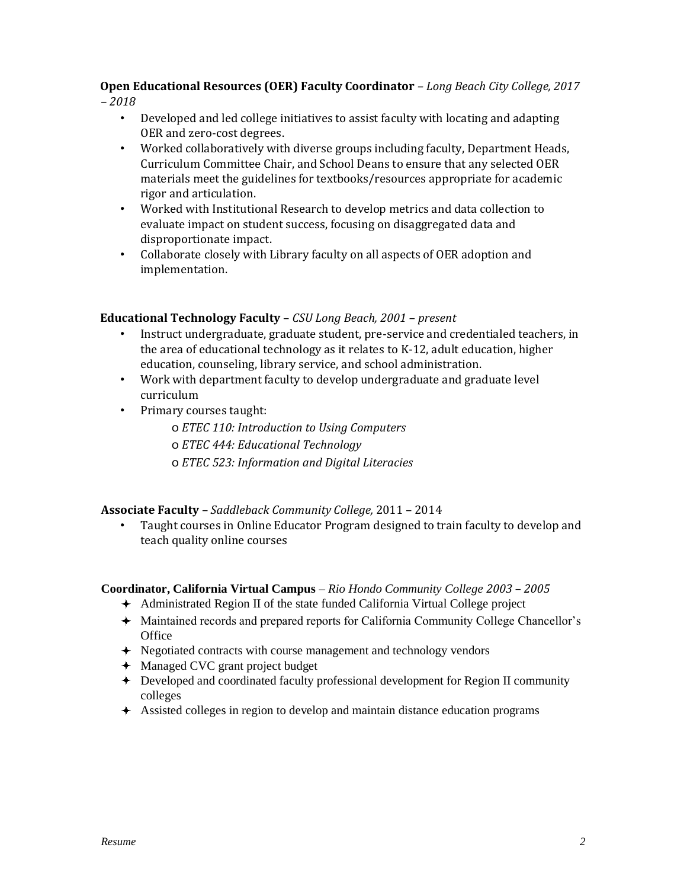**Open Educational Resources (OER) Faculty Coordinator** – *Long Beach City College, 2017 – 2018*

- Developed and led college initiatives to assist faculty with locating and adapting OER and zero-cost degrees.
- Worked collaboratively with diverse groups including faculty, Department Heads, Curriculum Committee Chair, and School Deans to ensure that any selected OER materials meet the guidelines for textbooks/resources appropriate for academic rigor and articulation.
- Worked with Institutional Research to develop metrics and data collection to evaluate impact on student success, focusing on disaggregated data and disproportionate impact.
- Collaborate closely with Library faculty on all aspects of OER adoption and implementation.

**Educational Technology Faculty** – *CSU Long Beach, 2001 – present*

- Instruct undergraduate, graduate student, pre-service and credentialed teachers, in the area of educational technology as it relates to K-12, adult education, higher education, counseling, library service, and school administration.
- Work with department faculty to develop undergraduate and graduate level curriculum
- Primary courses taught:
  - *ETEC 110: Introduction to Using Computers*
  - *ETEC 444: Educational Technology*
  - *ETEC 523: Information and Digital Literacies*

**Associate Faculty** – *Saddleback Community College,* 2011 – 2014

- Taught courses in Online Educator Program designed to train faculty to develop and teach quality online courses

**Coordinator, California Virtual Campus** – *Rio Hondo Community College 2003 – 2005*

- Administrated Region II of the state funded California Virtual College project
- Maintained records and prepared reports for California Community College Chancellor's Office
- Negotiated contracts with course management and technology vendors
- Managed CVC grant project budget
- Developed and coordinated faculty professional development for Region II community colleges
- Assisted colleges in region to develop and maintain distance education programs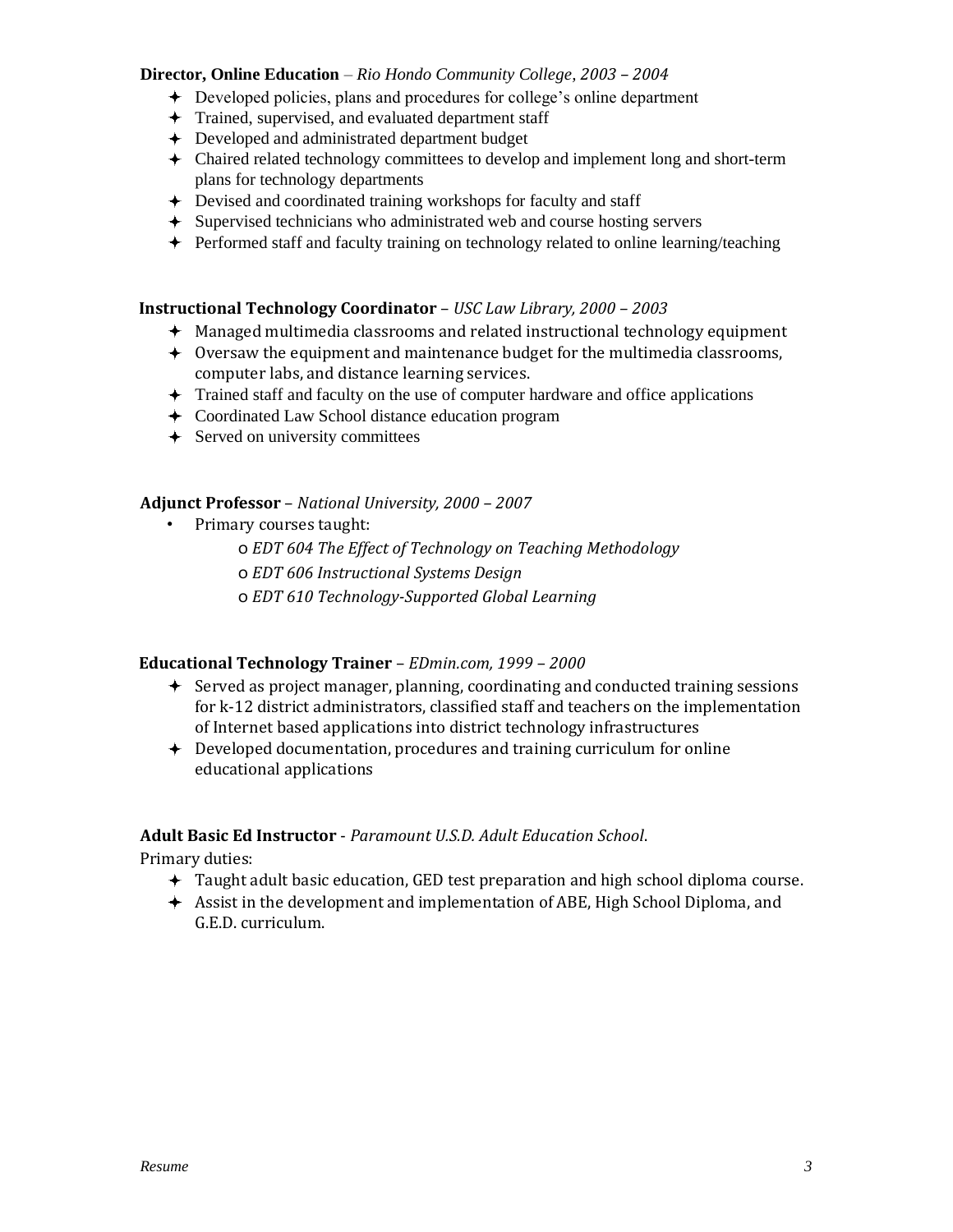**Director, Online Education** – *Rio Hondo Community College, 2003 – 2004*

- Developed policies, plans and procedures for college's online department
- Trained, supervised, and evaluated department staff
- Developed and administrated department budget
- Chaired related technology committees to develop and implement long and short-term plans for technology departments
- Devised and coordinated training workshops for faculty and staff
- Supervised technicians who administrated web and course hosting servers
- Performed staff and faculty training on technology related to online learning/teaching

**Instructional Technology Coordinator** – *USC Law Library, 2000 – 2003*

- Managed multimedia classrooms and related instructional technology equipment
- Oversaw the equipment and maintenance budget for the multimedia classrooms, computer labs, and distance learning services.
- Trained staff and faculty on the use of computer hardware and office applications
- Coordinated Law School distance education program
- Served on university committees

**Adjunct Professor** – *National University, 2000 – 2007*

- Primary courses taught:
  - *EDT 604 The Effect of Technology on Teaching Methodology*
  - *EDT 606 Instructional Systems Design*
  - *EDT 610 Technology-Supported Global Learning*

**Educational Technology Trainer** – *EDmin.com, 1999 – 2000*

- Served as project manager, planning, coordinating and conducted training sessions for k-12 district administrators, classified staff and teachers on the implementation of Internet based applications into district technology infrastructures
- Developed documentation, procedures and training curriculum for online educational applications

**Adult Basic Ed Instructor** - *Paramount U.S.D. Adult Education School*.

Primary duties:

- Taught adult basic education, GED test preparation and high school diploma course.
- Assist in the development and implementation of ABE, High School Diploma, and G.E.D. curriculum.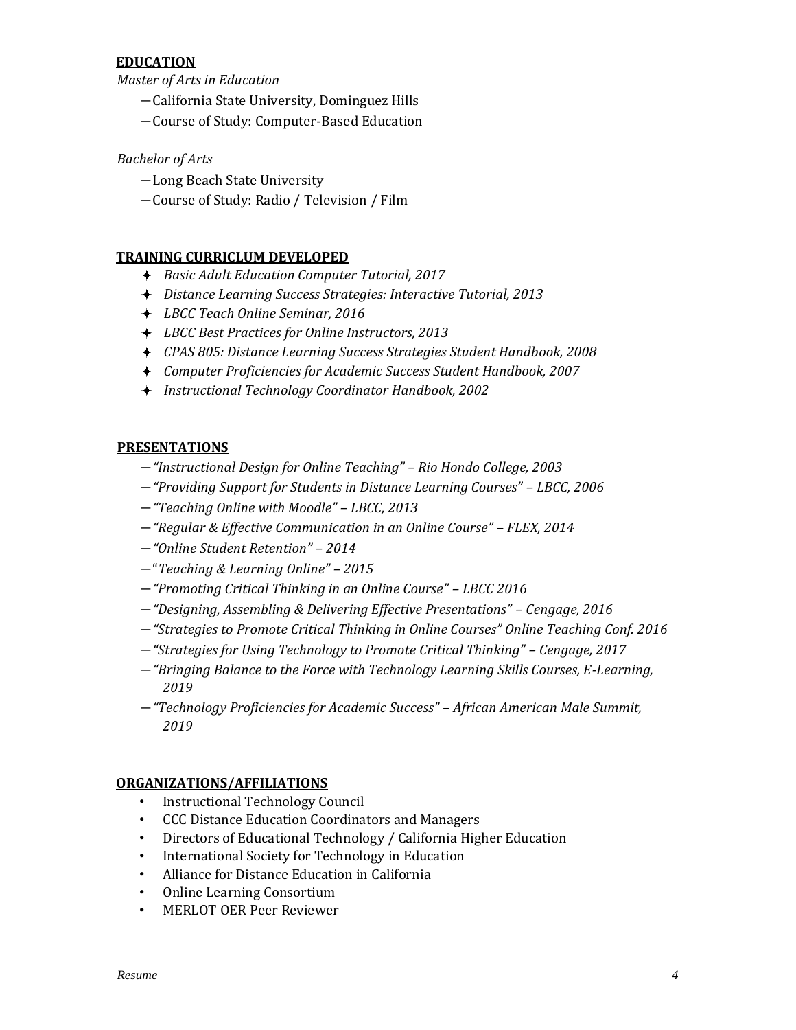## EDUCATION

*Master of Arts in Education*

- California State University, Dominguez Hills
- Course of Study: Computer-Based Education

*Bachelor of Arts*

- Long Beach State University
- Course of Study: Radio / Television / Film

## TRAINING CURRICLUM DEVELOPED

- *Basic Adult Education Computer Tutorial, 2017*
- *Distance Learning Success Strategies: Interactive Tutorial, 2013*
- *LBCC Teach Online Seminar, 2016*
- *LBCC Best Practices for Online Instructors, 2013*
- *CPAS 805: Distance Learning Success Strategies Student Handbook, 2008*
- *Computer Proficiencies for Academic Success Student Handbook, 2007*
- *Instructional Technology Coordinator Handbook, 2002*

## PRESENTATIONS

- *"Instructional Design for Online Teaching" – Rio Hondo College, 2003*
- *"Providing Support for Students in Distance Learning Courses" – LBCC, 2006*
- *"Teaching Online with Moodle" – LBCC, 2013*
- *"Regular & Effective Communication in an Online Course" – FLEX, 2014*
- *"Online Student Retention" – 2014*
- "*Teaching & Learning Online" – 2015*
- *"Promoting Critical Thinking in an Online Course" – LBCC 2016*
- *"Designing, Assembling & Delivering Effective Presentations" – Cengage, 2016*
- *"Strategies to Promote Critical Thinking in Online Courses" Online Teaching Conf. 2016*
- *"Strategies for Using Technology to Promote Critical Thinking" – Cengage, 2017*
- *"Bringing Balance to the Force with Technology Learning Skills Courses, E-Learning, 2019*
- *"Technology Proficiencies for Academic Success" – African American Male Summit, 2019*

## ORGANIZATIONS/AFFILIATIONS

- Instructional Technology Council
- CCC Distance Education Coordinators and Managers
- Directors of Educational Technology / California Higher Education
- International Society for Technology in Education
- Alliance for Distance Education in California
- Online Learning Consortium
- MERLOT OER Peer Reviewer